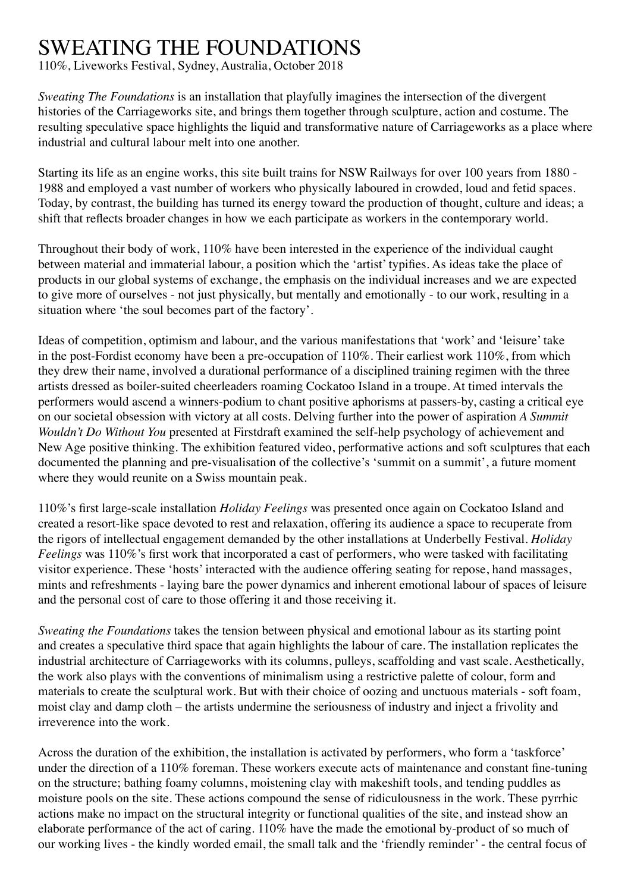# SWEATING THE FOUNDATIONS

110%, Liveworks Festival, Sydney, Australia, October 2018

*Sweating The Foundations* is an installation that playfully imagines the intersection of the divergent histories of the Carriageworks site, and brings them together through sculpture, action and costume. The resulting speculative space highlights the liquid and transformative nature of Carriageworks as a place where industrial and cultural labour melt into one another.

Starting its life as an engine works, this site built trains for NSW Railways for over 100 years from 1880 - 1988 and employed a vast number of workers who physically laboured in crowded, loud and fetid spaces. Today, by contrast, the building has turned its energy toward the production of thought, culture and ideas; a shift that reflects broader changes in how we each participate as workers in the contemporary world.

Throughout their body of work, 110% have been interested in the experience of the individual caught between material and immaterial labour, a position which the 'artist' typifies. As ideas take the place of products in our global systems of exchange, the emphasis on the individual increases and we are expected to give more of ourselves - not just physically, but mentally and emotionally - to our work, resulting in a situation where 'the soul becomes part of the factory'.

Ideas of competition, optimism and labour, and the various manifestations that 'work' and 'leisure' take in the post-Fordist economy have been a pre-occupation of 110%. Their earliest work 110%, from which they drew their name, involved a durational performance of a disciplined training regimen with the three artists dressed as boiler-suited cheerleaders roaming Cockatoo Island in a troupe. At timed intervals the performers would ascend a winners-podium to chant positive aphorisms at passers-by, casting a critical eye on our societal obsession with victory at all costs. Delving further into the power of aspiration *A Summit Wouldn't Do Without You* presented at Firstdraft examined the self-help psychology of achievement and New Age positive thinking. The exhibition featured video, performative actions and soft sculptures that each documented the planning and pre-visualisation of the collective's 'summit on a summit', a future moment where they would reunite on a Swiss mountain peak.

110%'s first large-scale installation *Holiday Feelings* was presented once again on Cockatoo Island and created a resort-like space devoted to rest and relaxation, offering its audience a space to recuperate from the rigors of intellectual engagement demanded by the other installations at Underbelly Festival. *Holiday Feelings* was 110%'s first work that incorporated a cast of performers, who were tasked with facilitating visitor experience. These 'hosts' interacted with the audience offering seating for repose, hand massages, mints and refreshments - laying bare the power dynamics and inherent emotional labour of spaces of leisure and the personal cost of care to those offering it and those receiving it.

*Sweating the Foundations* takes the tension between physical and emotional labour as its starting point and creates a speculative third space that again highlights the labour of care. The installation replicates the industrial architecture of Carriageworks with its columns, pulleys, scaffolding and vast scale. Aesthetically, the work also plays with the conventions of minimalism using a restrictive palette of colour, form and materials to create the sculptural work. But with their choice of oozing and unctuous materials - soft foam, moist clay and damp cloth – the artists undermine the seriousness of industry and inject a frivolity and irreverence into the work.

Across the duration of the exhibition, the installation is activated by performers, who form a 'taskforce' under the direction of a 110% foreman. These workers execute acts of maintenance and constant fine-tuning on the structure; bathing foamy columns, moistening clay with makeshift tools, and tending puddles as moisture pools on the site. These actions compound the sense of ridiculousness in the work. These pyrrhic actions make no impact on the structural integrity or functional qualities of the site, and instead show an elaborate performance of the act of caring. 110% have the made the emotional by-product of so much of our working lives - the kindly worded email, the small talk and the 'friendly reminder' - the central focus of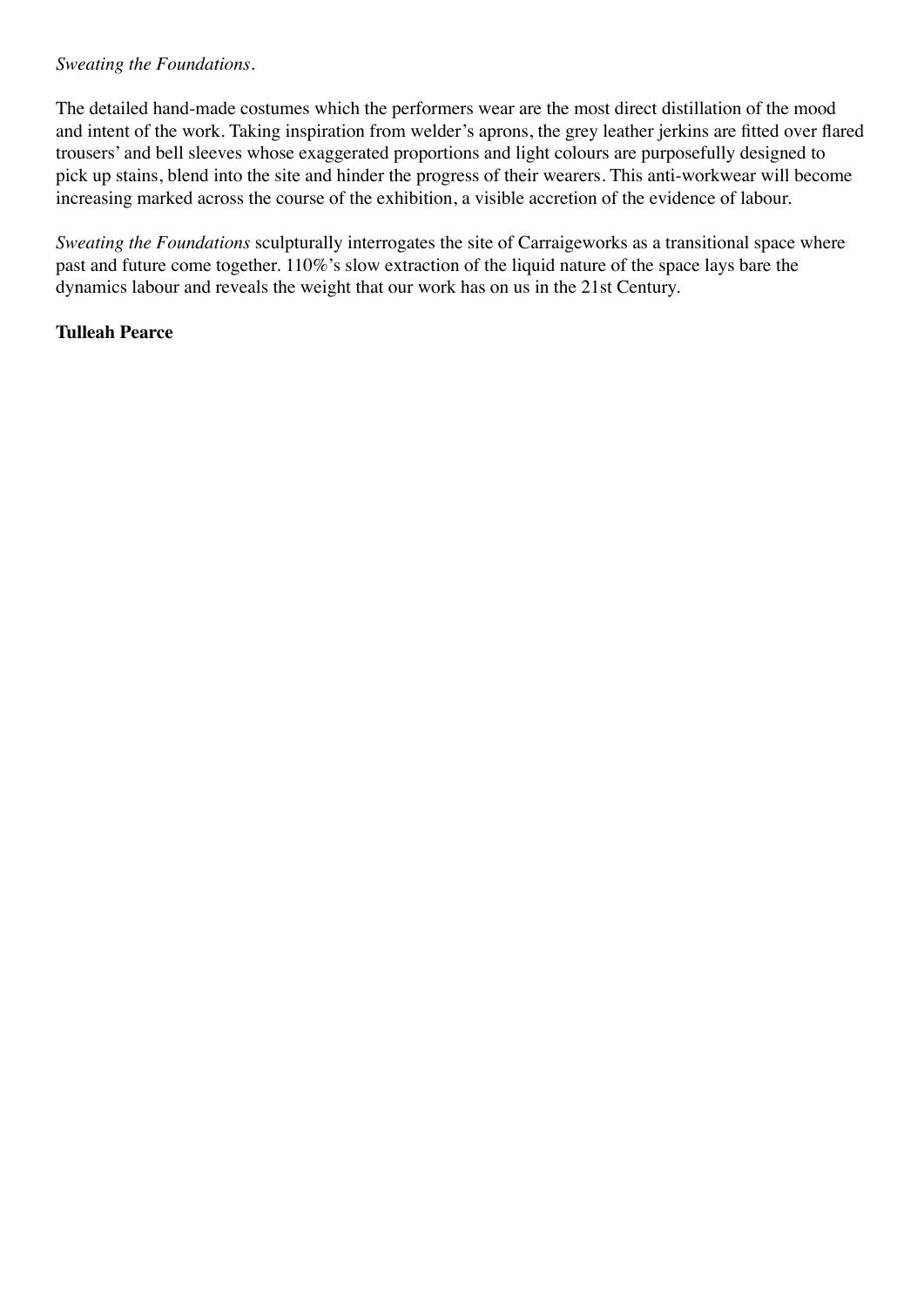*Sweating the Foundations*.

The detailed hand-made costumes which the performers wear are the most direct distillation of the mood and intent of the work. Taking inspiration from welder's aprons, the grey leather jerkins are fitted over flared trousers' and bell sleeves whose exaggerated proportions and light colours are purposefully designed to pick up stains, blend into the site and hinder the progress of their wearers. This anti-workwear will become increasing marked across the course of the exhibition, a visible accretion of the evidence of labour.

*Sweating the Foundations* sculpturally interrogates the site of Carraigeworks as a transitional space where past and future come together. 110%'s slow extraction of the liquid nature of the space lays bare the dynamics labour and reveals the weight that our work has on us in the 21st Century.

**Tulleah Pearce**